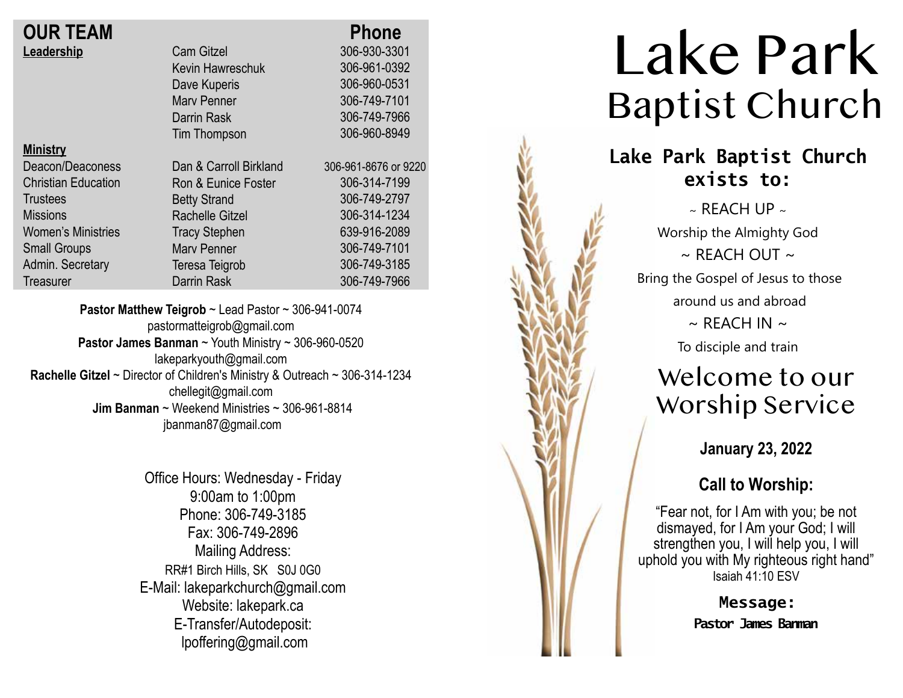## OUR TEAM

| | | Phone |
|---|---|---|
| **Leadership** | Cam Gitzel | 306-930-3301 |
| | Kevin Hawreschuk | 306-961-0392 |
| | Dave Kuperis | 306-960-0531 |
| | Marv Penner | 306-749-7101 |
| | Darrin Rask | 306-749-7966 |
| | Tim Thompson | 306-960-8949 |
| **Ministry** | | |
| Deacon/Deaconess | Dan & Carroll Birkland | 306-961-8676 or 9220 |
| Christian Education | Ron & Eunice Foster | 306-314-7199 |
| Trustees | Betty Strand | 306-749-2797 |
| Missions | Rachelle Gitzel | 306-314-1234 |
| Women's Ministries | Tracy Stephen | 639-916-2089 |
| Small Groups | Marv Penner | 306-749-7101 |
| Admin. Secretary | Teresa Teigrob | 306-749-3185 |
| Treasurer | Darrin Rask | 306-749-7966 |

**Pastor Matthew Teigrob** ~ Lead Pastor ~ 306-941-0074
pastormatteigrob@gmail.com
**Pastor James Banman** ~ Youth Ministry ~ 306-960-0520
lakeparkyouth@gmail.com
**Rachelle Gitzel** ~ Director of Children's Ministry & Outreach ~ 306-314-1234
chellegit@gmail.com
**Jim Banman** ~ Weekend Ministries ~ 306-961-8814
jbanman87@gmail.com

Office Hours: Wednesday - Friday
9:00am to 1:00pm
Phone: 306-749-3185
Fax: 306-749-2896
Mailing Address:
RR#1 Birch Hills, SK S0J 0G0
E-Mail: lakeparkchurch@gmail.com
Website: lakepark.ca
E-Transfer/Autodeposit:
lpoffering@gmail.com

# Lake Park
## Baptist Church

### Lake Park Baptist Church exists to:

~ REACH UP ~
Worship the Almighty God
~ REACH OUT ~
Bring the Gospel of Jesus to those around us and abroad
~ REACH IN ~
To disciple and train

## Welcome to our Worship Service

**January 23, 2022**

### Call to Worship:

"Fear not, for I Am with you; be not dismayed, for I Am your God; I will strengthen you, I will help you, I will uphold you with My righteous right hand"
Isaiah 41:10 ESV

**Message:**
**Pastor James Banman**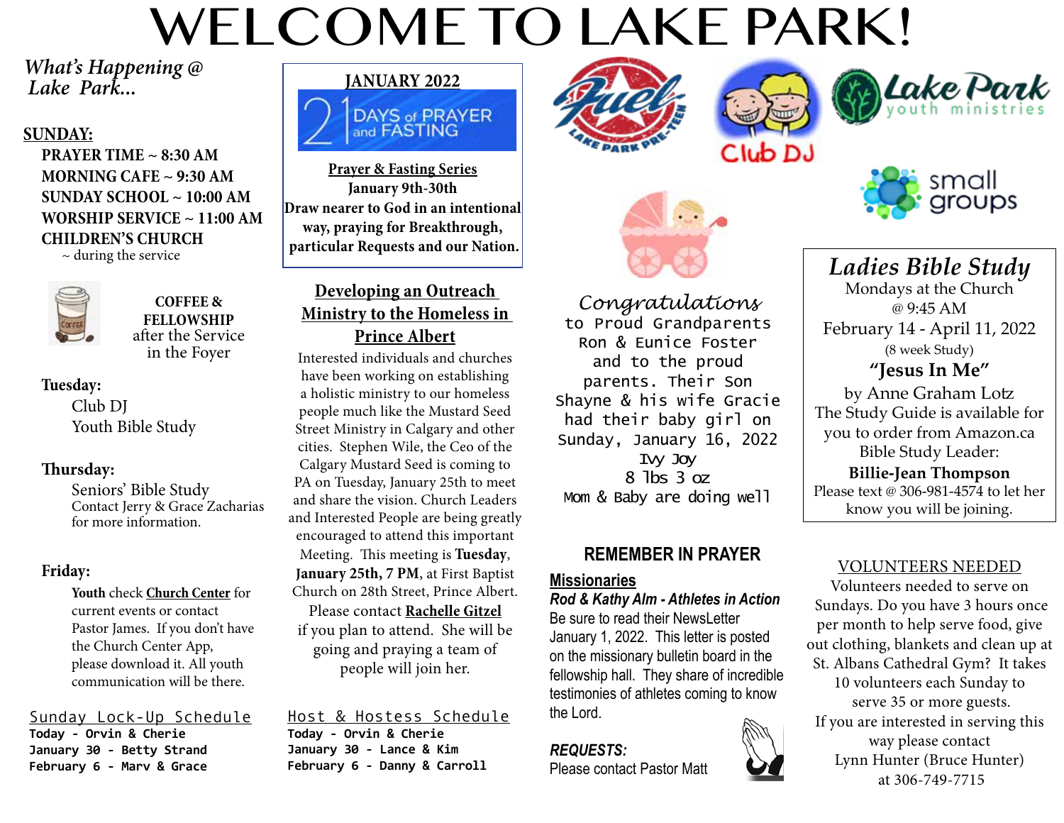# WELCOME TO LAKE PARK!

*What's Happening @ Lake Park...*

**SUNDAY:**

**PRAYER TIME ~ 8:30 AM**
**MORNING CAFE ~ 9:30 AM**
**SUNDAY SCHOOL ~ 10:00 AM**
**WORSHIP SERVICE ~ 11:00 AM**
**CHILDREN'S CHURCH**
~ during the service

**COFFEE & FELLOWSHIP**
after the Service in the Foyer

**Tuesday:**
Club DJ
Youth Bible Study

**Thursday:**
Seniors' Bible Study
Contact Jerry & Grace Zacharias for more information.

**Friday:**
**Youth** check **Church Center** for current events or contact Pastor James. If you don't have the Church Center App, please download it. All youth communication will be there.

Sunday Lock-Up Schedule
**Today - Orvin & Cherie**
**January 30 - Betty Strand**
**February 6 - Marv & Grace**

## JANUARY 2022

21 DAYS of PRAYER and FASTING

**Prayer & Fasting Series**
**January 9th-30th**
**Draw nearer to God in an intentional way, praying for Breakthrough, particular Requests and our Nation.**

## Developing an Outreach Ministry to the Homeless in Prince Albert

Interested individuals and churches have been working on establishing a holistic ministry to our homeless people much like the Mustard Seed Street Ministry in Calgary and other cities. Stephen Wile, the Ceo of the Calgary Mustard Seed is coming to PA on Tuesday, January 25th to meet and share the vision. Church Leaders and Interested People are being greatly encouraged to attend this important Meeting. This meeting is **Tuesday, January 25th, 7 PM,** at First Baptist Church on 28th Street, Prince Albert. Please contact **Rachelle Gitzel** if you plan to attend. She will be going and praying a team of people will join her.

Host & Hostess Schedule
**Today - Orvin & Cherie**
**January 30 - Lance & Kim**
**February 6 - Danny & Carroll**

Fuel Lake Park Pre-Teen — Club DJ — Lake Park youth ministries — small groups

*Congratulations*
to Proud Grandparents Ron & Eunice Foster and to the proud parents. Their Son Shayne & his wife Gracie had their baby girl on Sunday, January 16, 2022
Ivy Joy
8 lbs 3 oz
Mom & Baby are doing well

## REMEMBER IN PRAYER

**Missionaries**
***Rod & Kathy Alm - Athletes in Action***
Be sure to read their NewsLetter January 1, 2022. This letter is posted on the missionary bulletin board in the fellowship hall. They share of incredible testimonies of athletes coming to know the Lord.

***REQUESTS:***
Please contact Pastor Matt

## *Ladies Bible Study*

Mondays at the Church
@ 9:45 AM
February 14 - April 11, 2022
(8 week Study)
**"Jesus In Me"**
by Anne Graham Lotz
The Study Guide is available for you to order from Amazon.ca
Bible Study Leader:
**Billie-Jean Thompson**
Please text @ 306-981-4574 to let her know you will be joining.

## VOLUNTEERS NEEDED

Volunteers needed to serve on Sundays. Do you have 3 hours once per month to help serve food, give out clothing, blankets and clean up at St. Albans Cathedral Gym? It takes 10 volunteers each Sunday to serve 35 or more guests. If you are interested in serving this way please contact Lynn Hunter (Bruce Hunter) at 306-749-7715